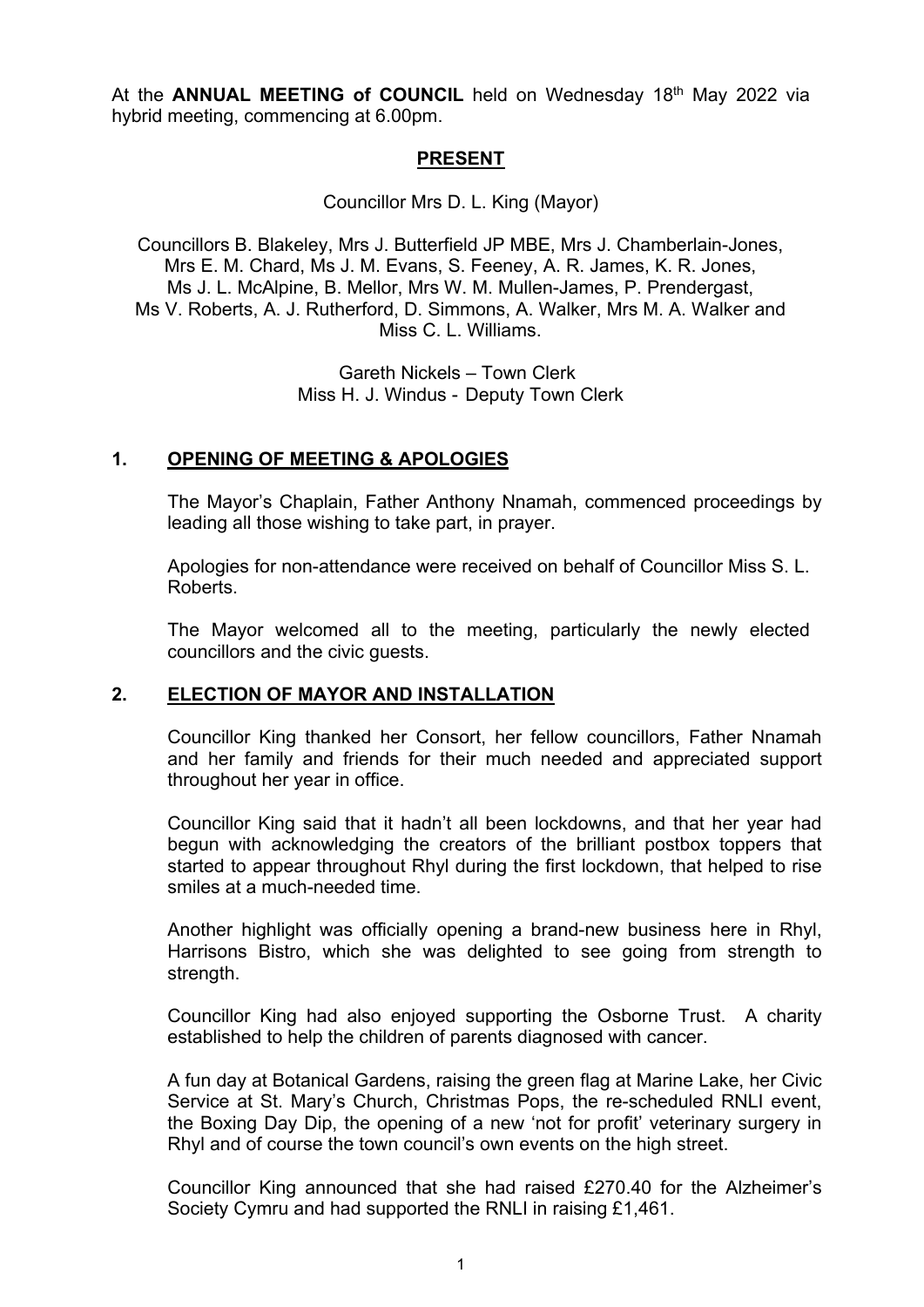At the **ANNUAL MEETING of COUNCIL** held on Wednesday 18th May 2022 via hybrid meeting, commencing at 6.00pm.

## PRESENT

Councillor Mrs D. L. King (Mayor)

Councillors B. Blakeley, Mrs J. Butterfield JP MBE, Mrs J. Chamberlain-Jones, Mrs E. M. Chard, Ms J. M. Evans, S. Feeney, A. R. James, K. R. Jones, Ms J. L. McAlpine, B. Mellor, Mrs W. M. Mullen-James, P. Prendergast, Ms V. Roberts, A. J. Rutherford, D. Simmons, A. Walker, Mrs M. A. Walker and Miss C. L. Williams.

Gareth Nickels – Town Clerk
Miss H. J. Windus - Deputy Town Clerk

## 1. OPENING OF MEETING & APOLOGIES

The Mayor's Chaplain, Father Anthony Nnamah, commenced proceedings by leading all those wishing to take part, in prayer.

Apologies for non-attendance were received on behalf of Councillor Miss S. L. Roberts.

The Mayor welcomed all to the meeting, particularly the newly elected councillors and the civic guests.

## 2. ELECTION OF MAYOR AND INSTALLATION

Councillor King thanked her Consort, her fellow councillors, Father Nnamah and her family and friends for their much needed and appreciated support throughout her year in office.

Councillor King said that it hadn't all been lockdowns, and that her year had begun with acknowledging the creators of the brilliant postbox toppers that started to appear throughout Rhyl during the first lockdown, that helped to rise smiles at a much-needed time.

Another highlight was officially opening a brand-new business here in Rhyl, Harrisons Bistro, which she was delighted to see going from strength to strength.

Councillor King had also enjoyed supporting the Osborne Trust. A charity established to help the children of parents diagnosed with cancer.

A fun day at Botanical Gardens, raising the green flag at Marine Lake, her Civic Service at St. Mary's Church, Christmas Pops, the re-scheduled RNLI event, the Boxing Day Dip, the opening of a new 'not for profit' veterinary surgery in Rhyl and of course the town council's own events on the high street.

Councillor King announced that she had raised £270.40 for the Alzheimer's Society Cymru and had supported the RNLI in raising £1,461.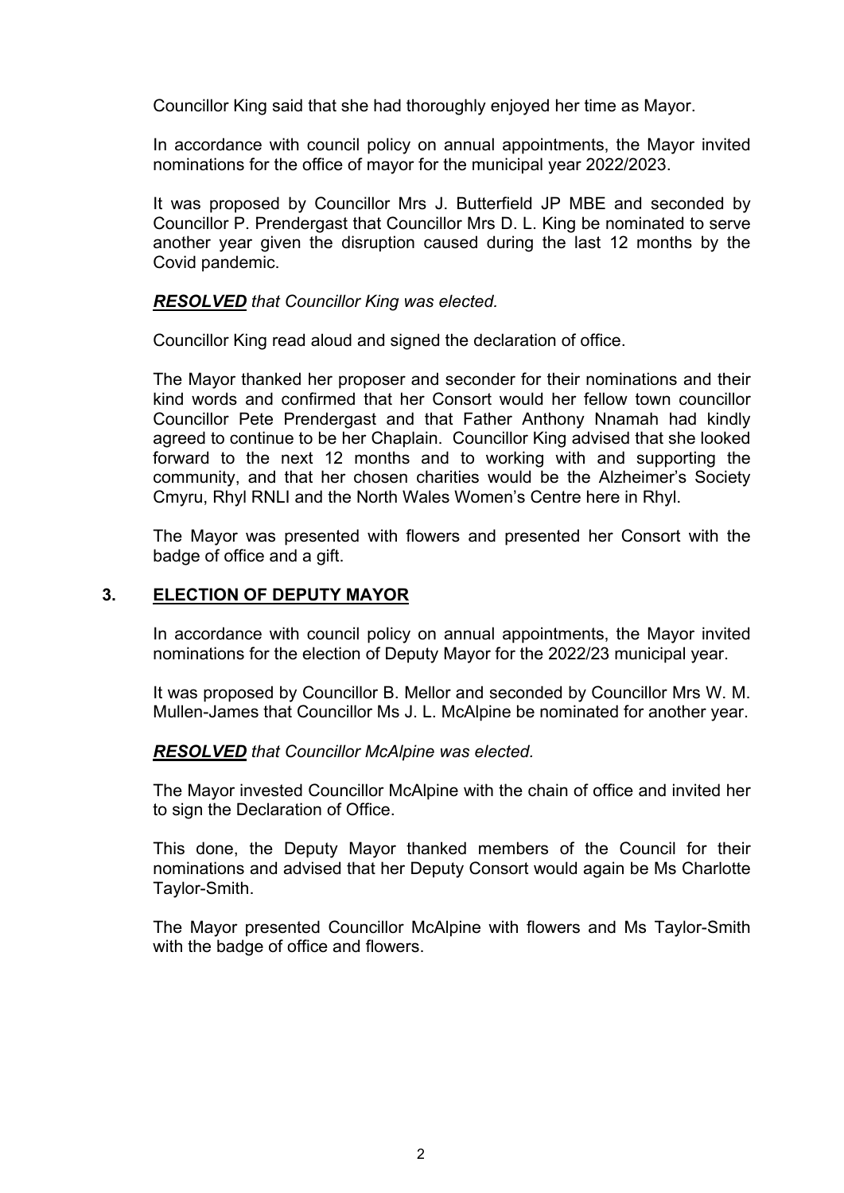Councillor King said that she had thoroughly enjoyed her time as Mayor.

In accordance with council policy on annual appointments, the Mayor invited nominations for the office of mayor for the municipal year 2022/2023.

It was proposed by Councillor Mrs J. Butterfield JP MBE and seconded by Councillor P. Prendergast that Councillor Mrs D. L. King be nominated to serve another year given the disruption caused during the last 12 months by the Covid pandemic.

***RESOLVED*** *that Councillor King was elected.*

Councillor King read aloud and signed the declaration of office.

The Mayor thanked her proposer and seconder for their nominations and their kind words and confirmed that her Consort would her fellow town councillor Councillor Pete Prendergast and that Father Anthony Nnamah had kindly agreed to continue to be her Chaplain. Councillor King advised that she looked forward to the next 12 months and to working with and supporting the community, and that her chosen charities would be the Alzheimer's Society Cmyru, Rhyl RNLI and the North Wales Women's Centre here in Rhyl.

The Mayor was presented with flowers and presented her Consort with the badge of office and a gift.

## 3. ELECTION OF DEPUTY MAYOR

In accordance with council policy on annual appointments, the Mayor invited nominations for the election of Deputy Mayor for the 2022/23 municipal year.

It was proposed by Councillor B. Mellor and seconded by Councillor Mrs W. M. Mullen-James that Councillor Ms J. L. McAlpine be nominated for another year.

***RESOLVED*** *that Councillor McAlpine was elected.*

The Mayor invested Councillor McAlpine with the chain of office and invited her to sign the Declaration of Office.

This done, the Deputy Mayor thanked members of the Council for their nominations and advised that her Deputy Consort would again be Ms Charlotte Taylor-Smith.

The Mayor presented Councillor McAlpine with flowers and Ms Taylor-Smith with the badge of office and flowers.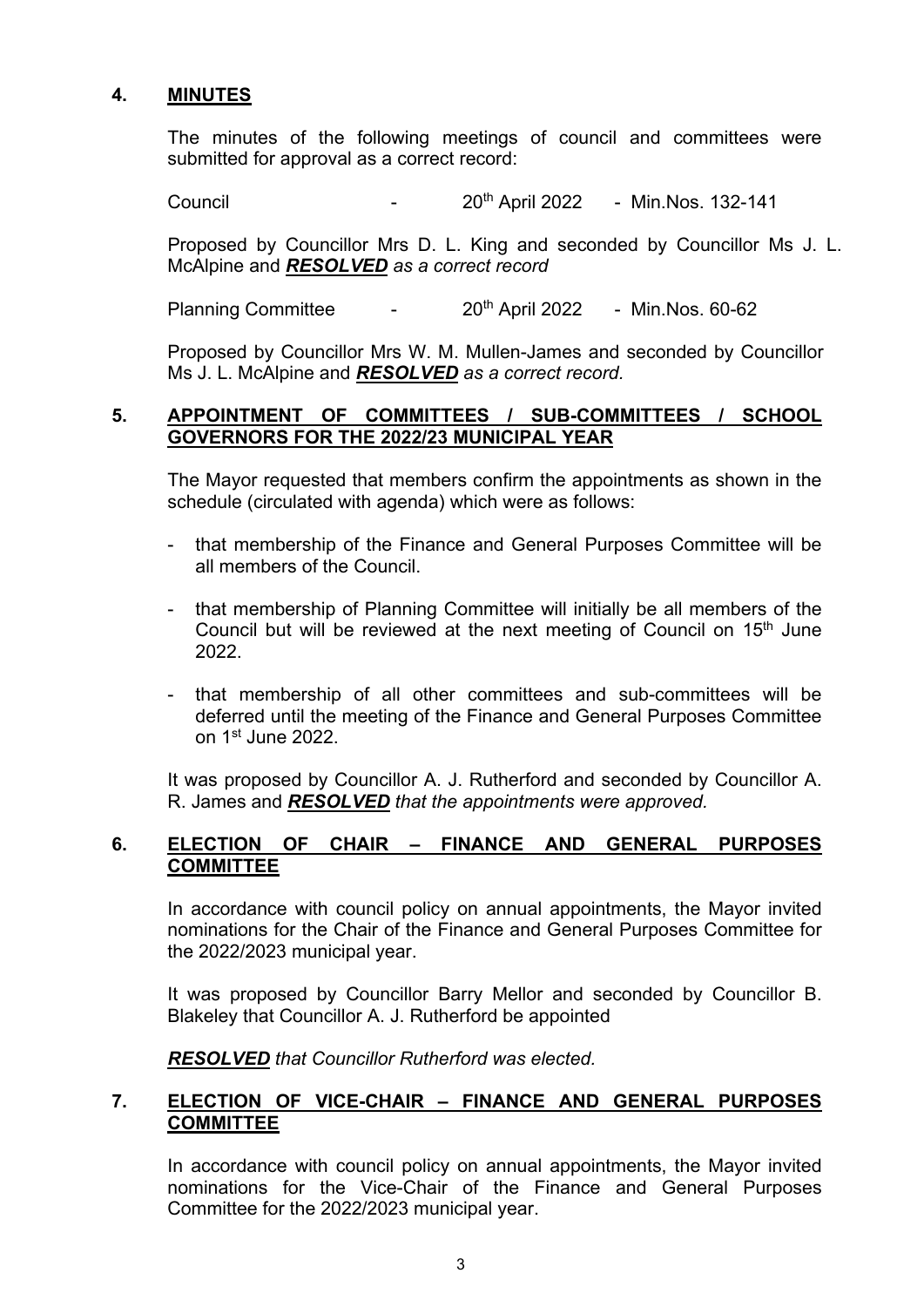## 4. MINUTES

The minutes of the following meetings of council and committees were submitted for approval as a correct record:

Council - 20th April 2022 - Min.Nos. 132-141

Proposed by Councillor Mrs D. L. King and seconded by Councillor Ms J. L. McAlpine and ***RESOLVED*** *as a correct record*

Planning Committee - 20th April 2022 - Min.Nos. 60-62

Proposed by Councillor Mrs W. M. Mullen-James and seconded by Councillor Ms J. L. McAlpine and ***RESOLVED*** *as a correct record.*

## 5. APPOINTMENT OF COMMITTEES / SUB-COMMITTEES / SCHOOL GOVERNORS FOR THE 2022/23 MUNICIPAL YEAR

The Mayor requested that members confirm the appointments as shown in the schedule (circulated with agenda) which were as follows:

- that membership of the Finance and General Purposes Committee will be all members of the Council.
- that membership of Planning Committee will initially be all members of the Council but will be reviewed at the next meeting of Council on 15th June 2022.
- that membership of all other committees and sub-committees will be deferred until the meeting of the Finance and General Purposes Committee on 1st June 2022.

It was proposed by Councillor A. J. Rutherford and seconded by Councillor A. R. James and ***RESOLVED*** *that the appointments were approved.*

## 6. ELECTION OF CHAIR – FINANCE AND GENERAL PURPOSES COMMITTEE

In accordance with council policy on annual appointments, the Mayor invited nominations for the Chair of the Finance and General Purposes Committee for the 2022/2023 municipal year.

It was proposed by Councillor Barry Mellor and seconded by Councillor B. Blakeley that Councillor A. J. Rutherford be appointed

***RESOLVED*** *that Councillor Rutherford was elected.*

## 7. ELECTION OF VICE-CHAIR – FINANCE AND GENERAL PURPOSES COMMITTEE

In accordance with council policy on annual appointments, the Mayor invited nominations for the Vice-Chair of the Finance and General Purposes Committee for the 2022/2023 municipal year.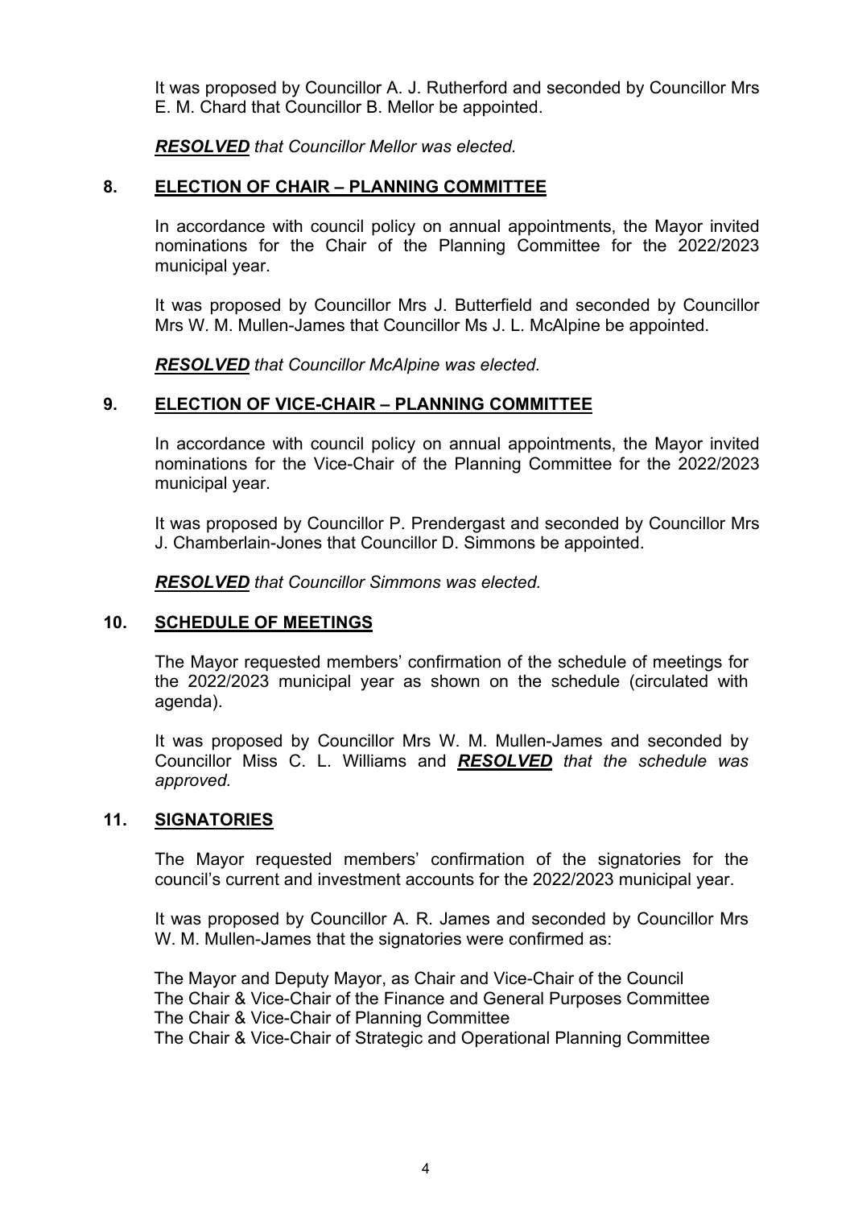It was proposed by Councillor A. J. Rutherford and seconded by Councillor Mrs E. M. Chard that Councillor B. Mellor be appointed.

***RESOLVED*** *that Councillor Mellor was elected.*

## 8. ELECTION OF CHAIR – PLANNING COMMITTEE

In accordance with council policy on annual appointments, the Mayor invited nominations for the Chair of the Planning Committee for the 2022/2023 municipal year.

It was proposed by Councillor Mrs J. Butterfield and seconded by Councillor Mrs W. M. Mullen-James that Councillor Ms J. L. McAlpine be appointed.

***RESOLVED*** *that Councillor McAlpine was elected.*

## 9. ELECTION OF VICE-CHAIR – PLANNING COMMITTEE

In accordance with council policy on annual appointments, the Mayor invited nominations for the Vice-Chair of the Planning Committee for the 2022/2023 municipal year.

It was proposed by Councillor P. Prendergast and seconded by Councillor Mrs J. Chamberlain-Jones that Councillor D. Simmons be appointed.

***RESOLVED*** *that Councillor Simmons was elected.*

## 10. SCHEDULE OF MEETINGS

The Mayor requested members' confirmation of the schedule of meetings for the 2022/2023 municipal year as shown on the schedule (circulated with agenda).

It was proposed by Councillor Mrs W. M. Mullen-James and seconded by Councillor Miss C. L. Williams and ***RESOLVED*** *that the schedule was approved.*

## 11. SIGNATORIES

The Mayor requested members' confirmation of the signatories for the council's current and investment accounts for the 2022/2023 municipal year.

It was proposed by Councillor A. R. James and seconded by Councillor Mrs W. M. Mullen-James that the signatories were confirmed as:

The Mayor and Deputy Mayor, as Chair and Vice-Chair of the Council
The Chair & Vice-Chair of the Finance and General Purposes Committee
The Chair & Vice-Chair of Planning Committee
The Chair & Vice-Chair of Strategic and Operational Planning Committee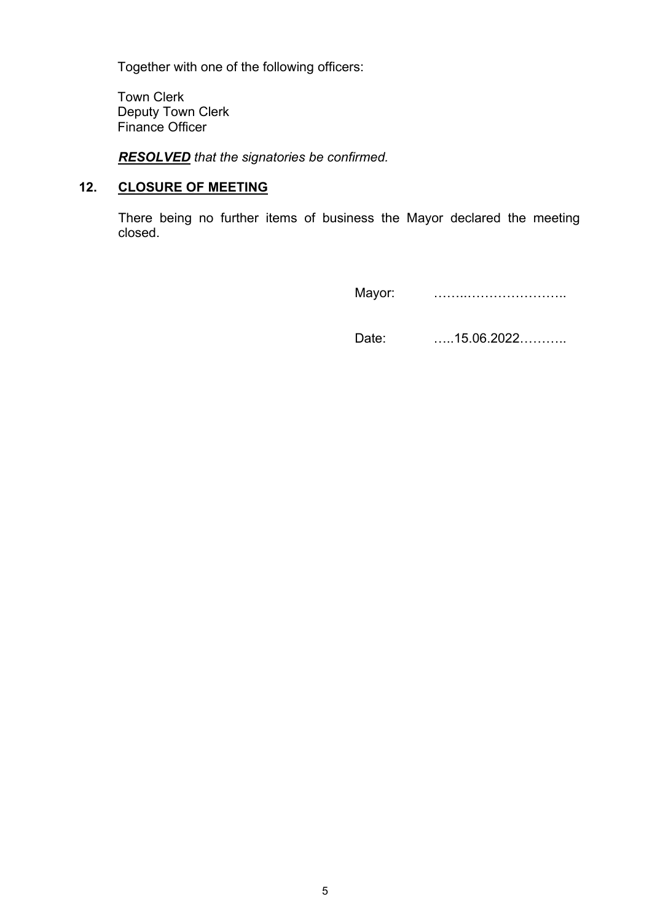Together with one of the following officers:

Town Clerk
Deputy Town Clerk
Finance Officer

***RESOLVED*** *that the signatories be confirmed.*

## 12. CLOSURE OF MEETING

There being no further items of business the Mayor declared the meeting closed.

Mayor: ……..…………………..

Date: …..15.06.2022………..